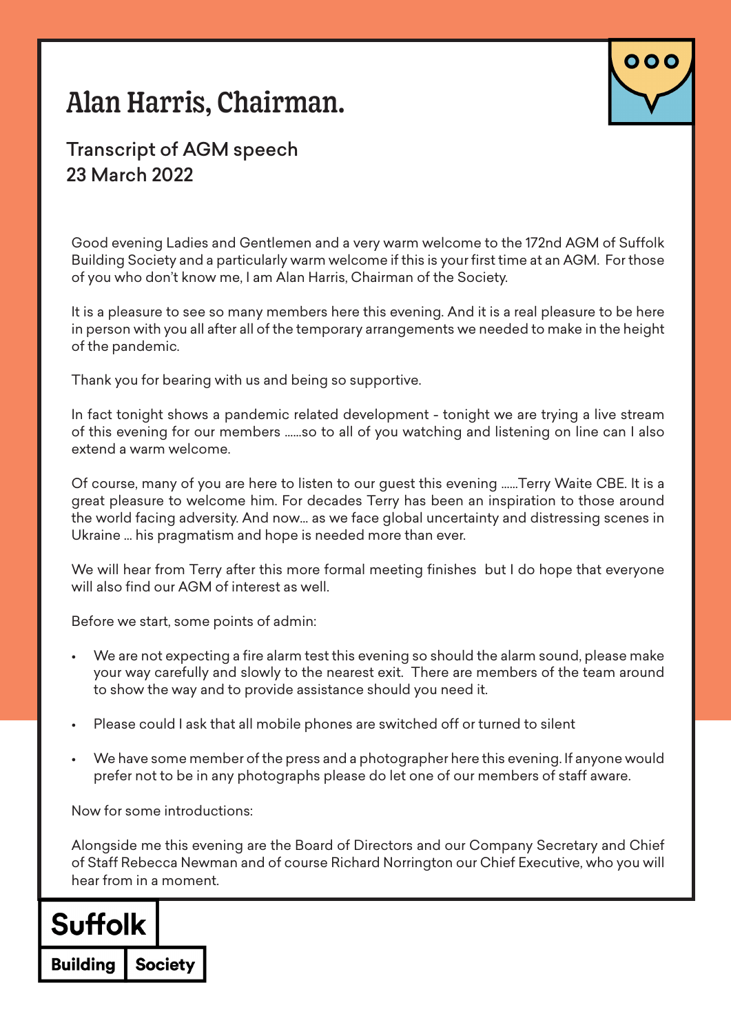# Alan Harris, Chairman.

## Transcript of AGM speech
## 23 March 2022

Good evening Ladies and Gentlemen and a very warm welcome to the 172nd AGM of Suffolk Building Society and a particularly warm welcome if this is your first time at an AGM. For those of you who don't know me, I am Alan Harris, Chairman of the Society.

It is a pleasure to see so many members here this evening. And it is a real pleasure to be here in person with you all after all of the temporary arrangements we needed to make in the height of the pandemic.

Thank you for bearing with us and being so supportive.

In fact tonight shows a pandemic related development - tonight we are trying a live stream of this evening for our members ......so to all of you watching and listening on line can I also extend a warm welcome.

Of course, many of you are here to listen to our guest this evening ......Terry Waite CBE. It is a great pleasure to welcome him. For decades Terry has been an inspiration to those around the world facing adversity. And now... as we face global uncertainty and distressing scenes in Ukraine ... his pragmatism and hope is needed more than ever.

We will hear from Terry after this more formal meeting finishes but I do hope that everyone will also find our AGM of interest as well.

Before we start, some points of admin:

- We are not expecting a fire alarm test this evening so should the alarm sound, please make your way carefully and slowly to the nearest exit. There are members of the team around to show the way and to provide assistance should you need it.
- Please could I ask that all mobile phones are switched off or turned to silent
- We have some member of the press and a photographer here this evening. If anyone would prefer not to be in any photographs please do let one of our members of staff aware.

Now for some introductions:

Alongside me this evening are the Board of Directors and our Company Secretary and Chief of Staff Rebecca Newman and of course Richard Norrington our Chief Executive, who you will hear from in a moment.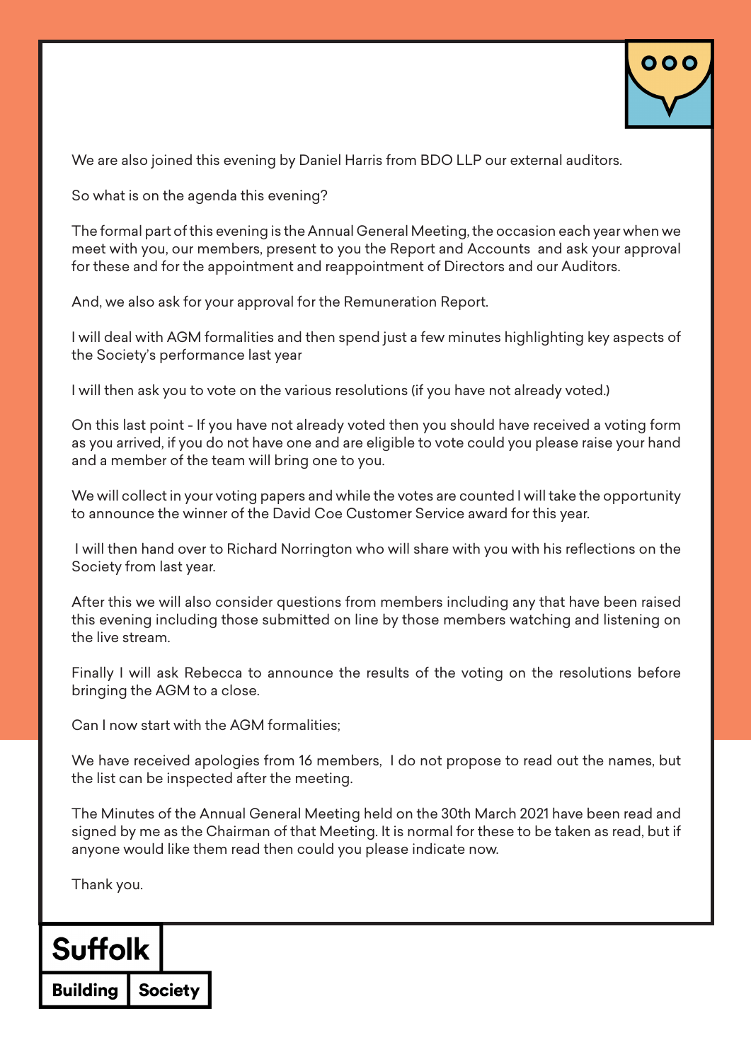We are also joined this evening by Daniel Harris from BDO LLP our external auditors.

So what is on the agenda this evening?

The formal part of this evening is the Annual General Meeting, the occasion each year when we meet with you, our members, present to you the Report and Accounts and ask your approval for these and for the appointment and reappointment of Directors and our Auditors.

And, we also ask for your approval for the Remuneration Report.

I will deal with AGM formalities and then spend just a few minutes highlighting key aspects of the Society's performance last year

I will then ask you to vote on the various resolutions (if you have not already voted.)

On this last point - If you have not already voted then you should have received a voting form as you arrived, if you do not have one and are eligible to vote could you please raise your hand and a member of the team will bring one to you.

We will collect in your voting papers and while the votes are counted I will take the opportunity to announce the winner of the David Coe Customer Service award for this year.

I will then hand over to Richard Norrington who will share with you with his reflections on the Society from last year.

After this we will also consider questions from members including any that have been raised this evening including those submitted on line by those members watching and listening on the live stream.

Finally I will ask Rebecca to announce the results of the voting on the resolutions before bringing the AGM to a close.

Can I now start with the AGM formalities;

We have received apologies from 16 members, I do not propose to read out the names, but the list can be inspected after the meeting.

The Minutes of the Annual General Meeting held on the 30th March 2021 have been read and signed by me as the Chairman of that Meeting. It is normal for these to be taken as read, but if anyone would like them read then could you please indicate now.

Thank you.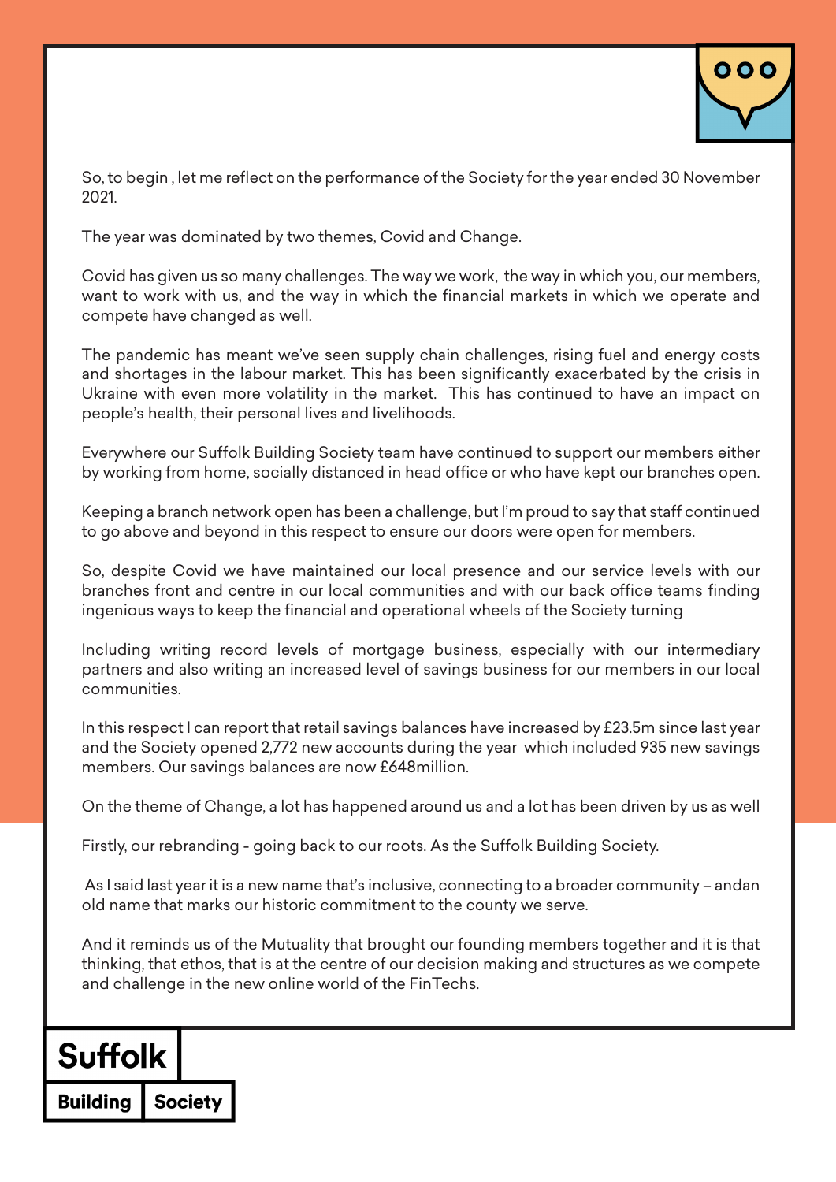So, to begin , let me reflect on the performance of the Society for the year ended 30 November 2021.

The year was dominated by two themes, Covid and Change.

Covid has given us so many challenges. The way we work, the way in which you, our members, want to work with us, and the way in which the financial markets in which we operate and compete have changed as well.

The pandemic has meant we've seen supply chain challenges, rising fuel and energy costs and shortages in the labour market. This has been significantly exacerbated by the crisis in Ukraine with even more volatility in the market. This has continued to have an impact on people's health, their personal lives and livelihoods.

Everywhere our Suffolk Building Society team have continued to support our members either by working from home, socially distanced in head office or who have kept our branches open.

Keeping a branch network open has been a challenge, but I'm proud to say that staff continued to go above and beyond in this respect to ensure our doors were open for members.

So, despite Covid we have maintained our local presence and our service levels with our branches front and centre in our local communities and with our back office teams finding ingenious ways to keep the financial and operational wheels of the Society turning

Including writing record levels of mortgage business, especially with our intermediary partners and also writing an increased level of savings business for our members in our local communities.

In this respect I can report that retail savings balances have increased by £23.5m since last year and the Society opened 2,772 new accounts during the year which included 935 new savings members. Our savings balances are now £648million.

On the theme of Change, a lot has happened around us and a lot has been driven by us as well

Firstly, our rebranding - going back to our roots. As the Suffolk Building Society.

As I said last year it is a new name that's inclusive, connecting to a broader community – andan old name that marks our historic commitment to the county we serve.

And it reminds us of the Mutuality that brought our founding members together and it is that thinking, that ethos, that is at the centre of our decision making and structures as we compete and challenge in the new online world of the FinTechs.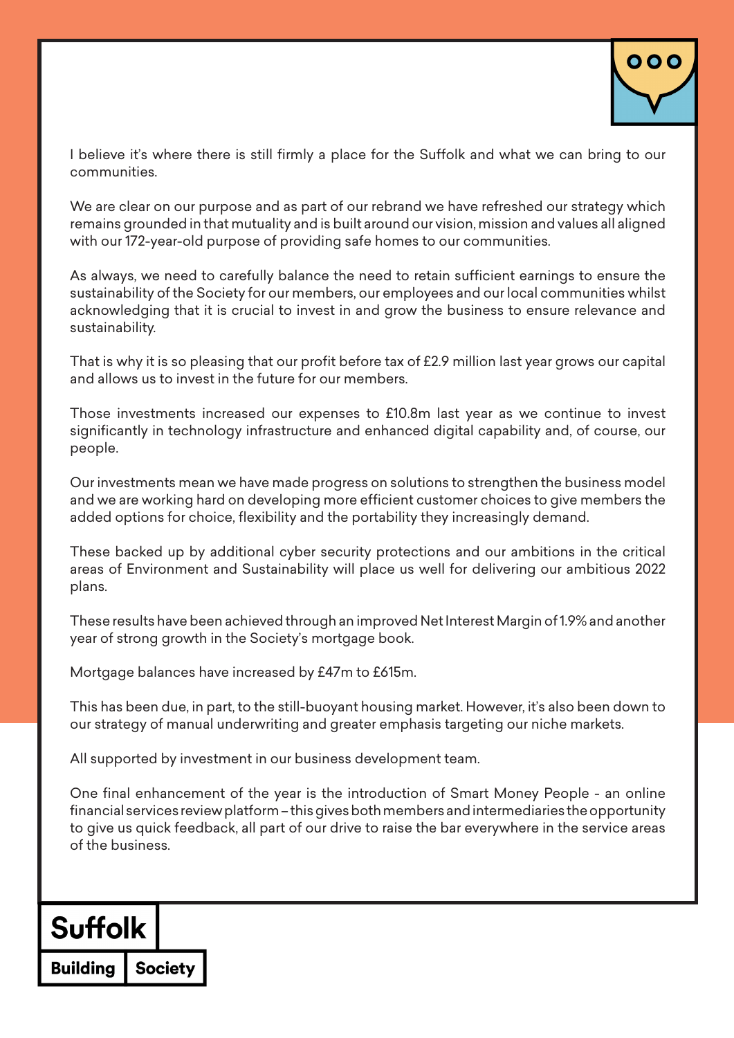I believe it's where there is still firmly a place for the Suffolk and what we can bring to our communities.

We are clear on our purpose and as part of our rebrand we have refreshed our strategy which remains grounded in that mutuality and is built around our vision, mission and values all aligned with our 172-year-old purpose of providing safe homes to our communities.

As always, we need to carefully balance the need to retain sufficient earnings to ensure the sustainability of the Society for our members, our employees and our local communities whilst acknowledging that it is crucial to invest in and grow the business to ensure relevance and sustainability.

That is why it is so pleasing that our profit before tax of £2.9 million last year grows our capital and allows us to invest in the future for our members.

Those investments increased our expenses to £10.8m last year as we continue to invest significantly in technology infrastructure and enhanced digital capability and, of course, our people.

Our investments mean we have made progress on solutions to strengthen the business model and we are working hard on developing more efficient customer choices to give members the added options for choice, flexibility and the portability they increasingly demand.

These backed up by additional cyber security protections and our ambitions in the critical areas of Environment and Sustainability will place us well for delivering our ambitious 2022 plans.

These results have been achieved through an improved Net Interest Margin of 1.9% and another year of strong growth in the Society's mortgage book.

Mortgage balances have increased by £47m to £615m.

This has been due, in part, to the still-buoyant housing market. However, it's also been down to our strategy of manual underwriting and greater emphasis targeting our niche markets.

All supported by investment in our business development team.

One final enhancement of the year is the introduction of Smart Money People - an online financial services review platform – this gives both members and intermediaries the opportunity to give us quick feedback, all part of our drive to raise the bar everywhere in the service areas of the business.

Suffolk Building Society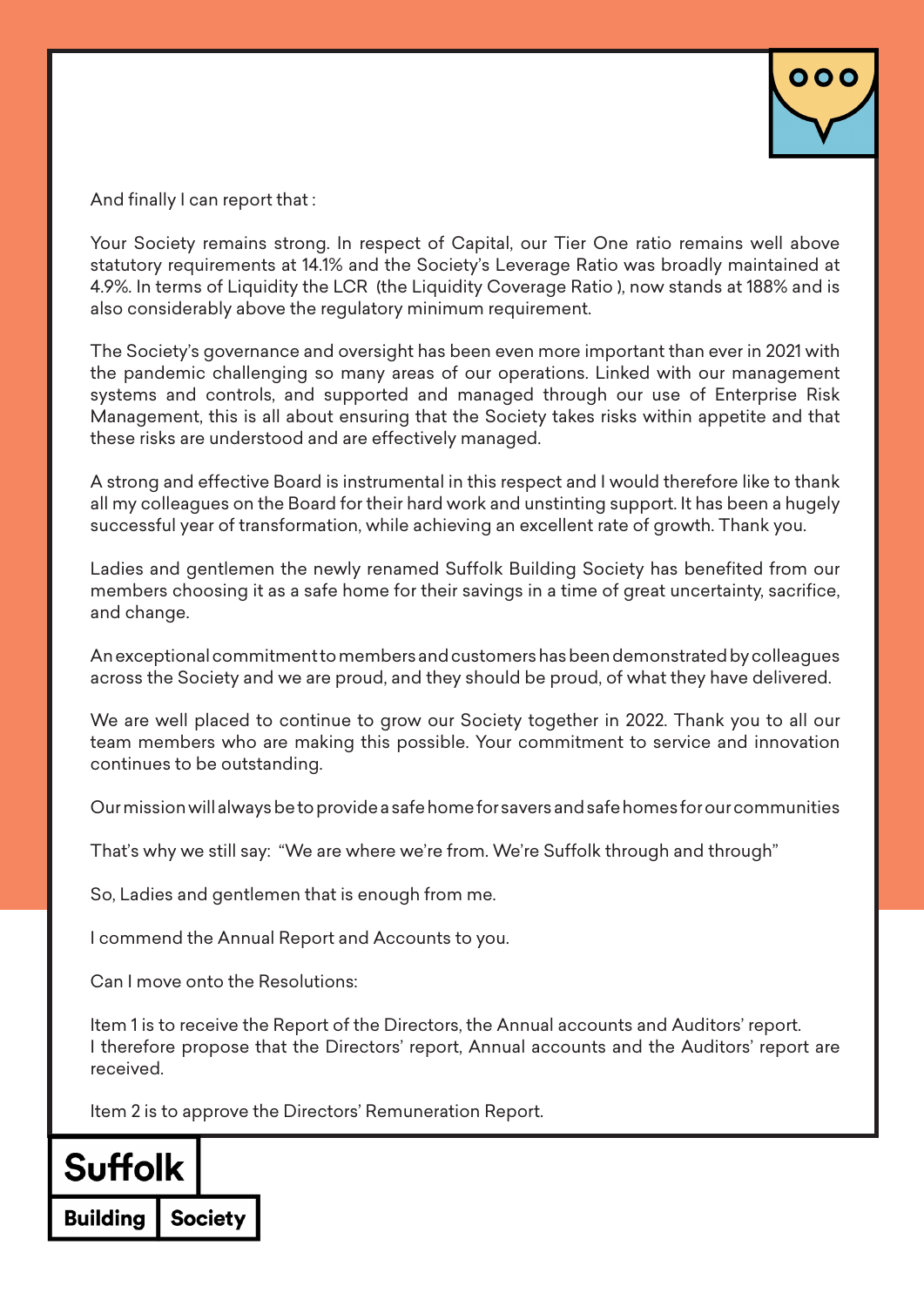And finally I can report that :

Your Society remains strong. In respect of Capital, our Tier One ratio remains well above statutory requirements at 14.1% and the Society's Leverage Ratio was broadly maintained at 4.9%. In terms of Liquidity the LCR (the Liquidity Coverage Ratio ), now stands at 188% and is also considerably above the regulatory minimum requirement.

The Society's governance and oversight has been even more important than ever in 2021 with the pandemic challenging so many areas of our operations. Linked with our management systems and controls, and supported and managed through our use of Enterprise Risk Management, this is all about ensuring that the Society takes risks within appetite and that these risks are understood and are effectively managed.

A strong and effective Board is instrumental in this respect and I would therefore like to thank all my colleagues on the Board for their hard work and unstinting support. It has been a hugely successful year of transformation, while achieving an excellent rate of growth. Thank you.

Ladies and gentlemen the newly renamed Suffolk Building Society has benefited from our members choosing it as a safe home for their savings in a time of great uncertainty, sacrifice, and change.

An exceptional commitment to members and customers has been demonstrated by colleagues across the Society and we are proud, and they should be proud, of what they have delivered.

We are well placed to continue to grow our Society together in 2022. Thank you to all our team members who are making this possible. Your commitment to service and innovation continues to be outstanding.

Our mission will always be to provide a safe home for savers and safe homes for our communities

That's why we still say: "We are where we're from. We're Suffolk through and through"

So, Ladies and gentlemen that is enough from me.

I commend the Annual Report and Accounts to you.

Can I move onto the Resolutions:

Item 1 is to receive the Report of the Directors, the Annual accounts and Auditors' report. I therefore propose that the Directors' report, Annual accounts and the Auditors' report are received.

Item 2 is to approve the Directors' Remuneration Report.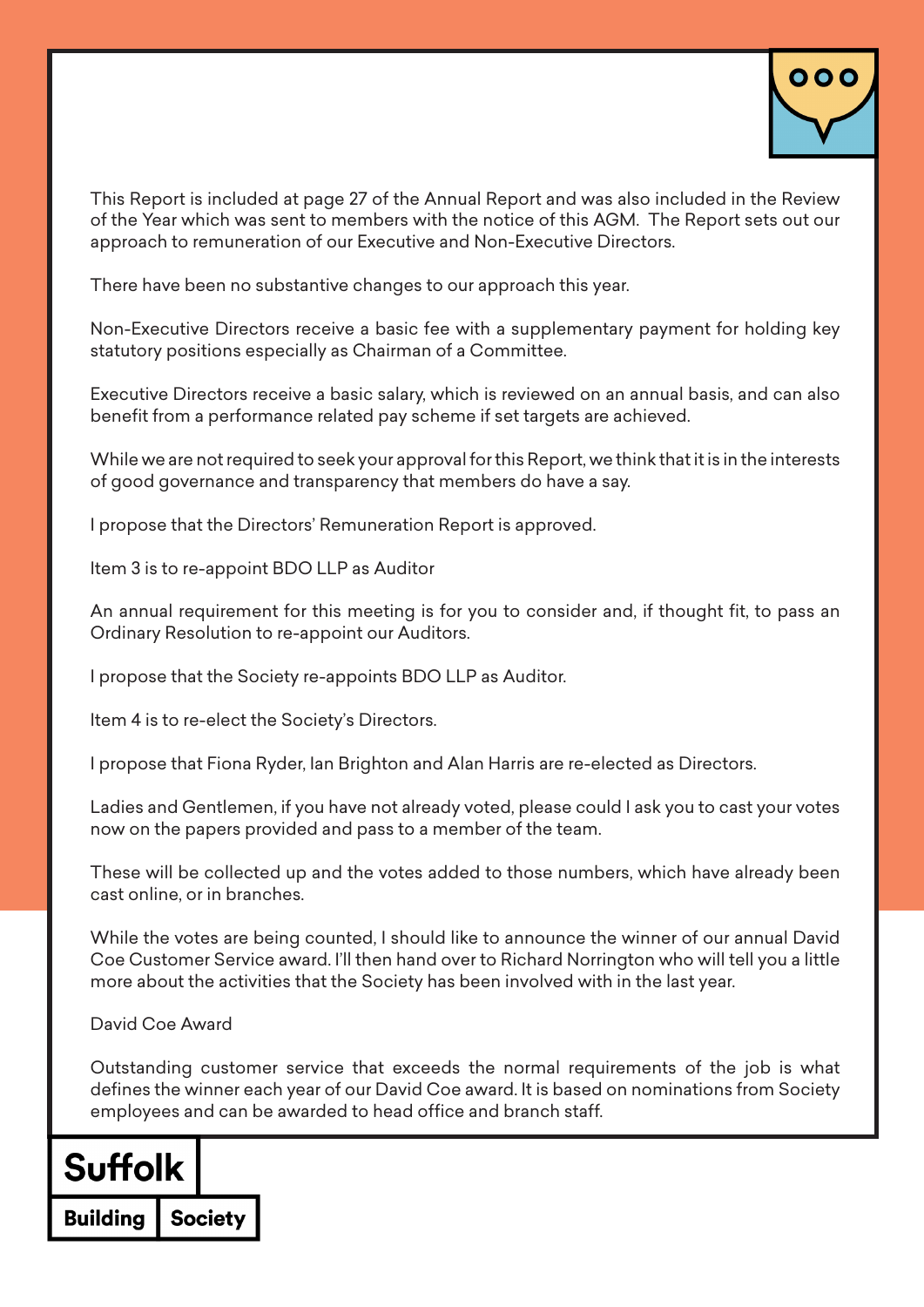This Report is included at page 27 of the Annual Report and was also included in the Review of the Year which was sent to members with the notice of this AGM. The Report sets out our approach to remuneration of our Executive and Non-Executive Directors.

There have been no substantive changes to our approach this year.

Non-Executive Directors receive a basic fee with a supplementary payment for holding key statutory positions especially as Chairman of a Committee.

Executive Directors receive a basic salary, which is reviewed on an annual basis, and can also benefit from a performance related pay scheme if set targets are achieved.

While we are not required to seek your approval for this Report, we think that it is in the interests of good governance and transparency that members do have a say.

I propose that the Directors' Remuneration Report is approved.

Item 3 is to re-appoint BDO LLP as Auditor

An annual requirement for this meeting is for you to consider and, if thought fit, to pass an Ordinary Resolution to re-appoint our Auditors.

I propose that the Society re-appoints BDO LLP as Auditor.

Item 4 is to re-elect the Society's Directors.

I propose that Fiona Ryder, Ian Brighton and Alan Harris are re-elected as Directors.

Ladies and Gentlemen, if you have not already voted, please could I ask you to cast your votes now on the papers provided and pass to a member of the team.

These will be collected up and the votes added to those numbers, which have already been cast online, or in branches.

While the votes are being counted, I should like to announce the winner of our annual David Coe Customer Service award. I'll then hand over to Richard Norrington who will tell you a little more about the activities that the Society has been involved with in the last year.

David Coe Award

Outstanding customer service that exceeds the normal requirements of the job is what defines the winner each year of our David Coe award. It is based on nominations from Society employees and can be awarded to head office and branch staff.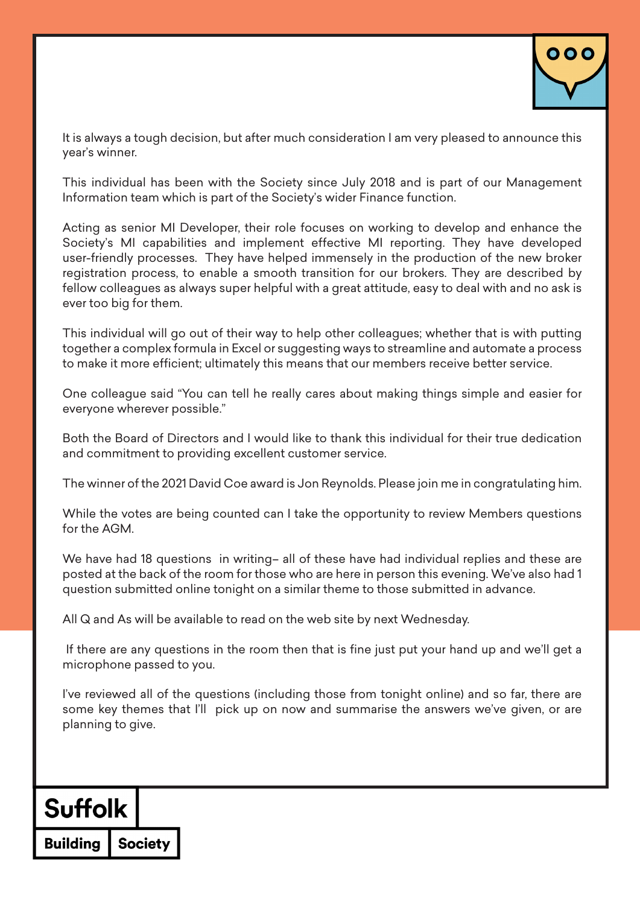It is always a tough decision, but after much consideration I am very pleased to announce this year's winner.

This individual has been with the Society since July 2018 and is part of our Management Information team which is part of the Society's wider Finance function.

Acting as senior MI Developer, their role focuses on working to develop and enhance the Society's MI capabilities and implement effective MI reporting. They have developed user-friendly processes. They have helped immensely in the production of the new broker registration process, to enable a smooth transition for our brokers. They are described by fellow colleagues as always super helpful with a great attitude, easy to deal with and no ask is ever too big for them.

This individual will go out of their way to help other colleagues; whether that is with putting together a complex formula in Excel or suggesting ways to streamline and automate a process to make it more efficient; ultimately this means that our members receive better service.

One colleague said "You can tell he really cares about making things simple and easier for everyone wherever possible."

Both the Board of Directors and I would like to thank this individual for their true dedication and commitment to providing excellent customer service.

The winner of the 2021 David Coe award is Jon Reynolds. Please join me in congratulating him.

While the votes are being counted can I take the opportunity to review Members questions for the AGM.

We have had 18 questions in writing– all of these have had individual replies and these are posted at the back of the room for those who are here in person this evening. We've also had 1 question submitted online tonight on a similar theme to those submitted in advance.

All Q and As will be available to read on the web site by next Wednesday.

If there are any questions in the room then that is fine just put your hand up and we'll get a microphone passed to you.

I've reviewed all of the questions (including those from tonight online) and so far, there are some key themes that I'll pick up on now and summarise the answers we've given, or are planning to give.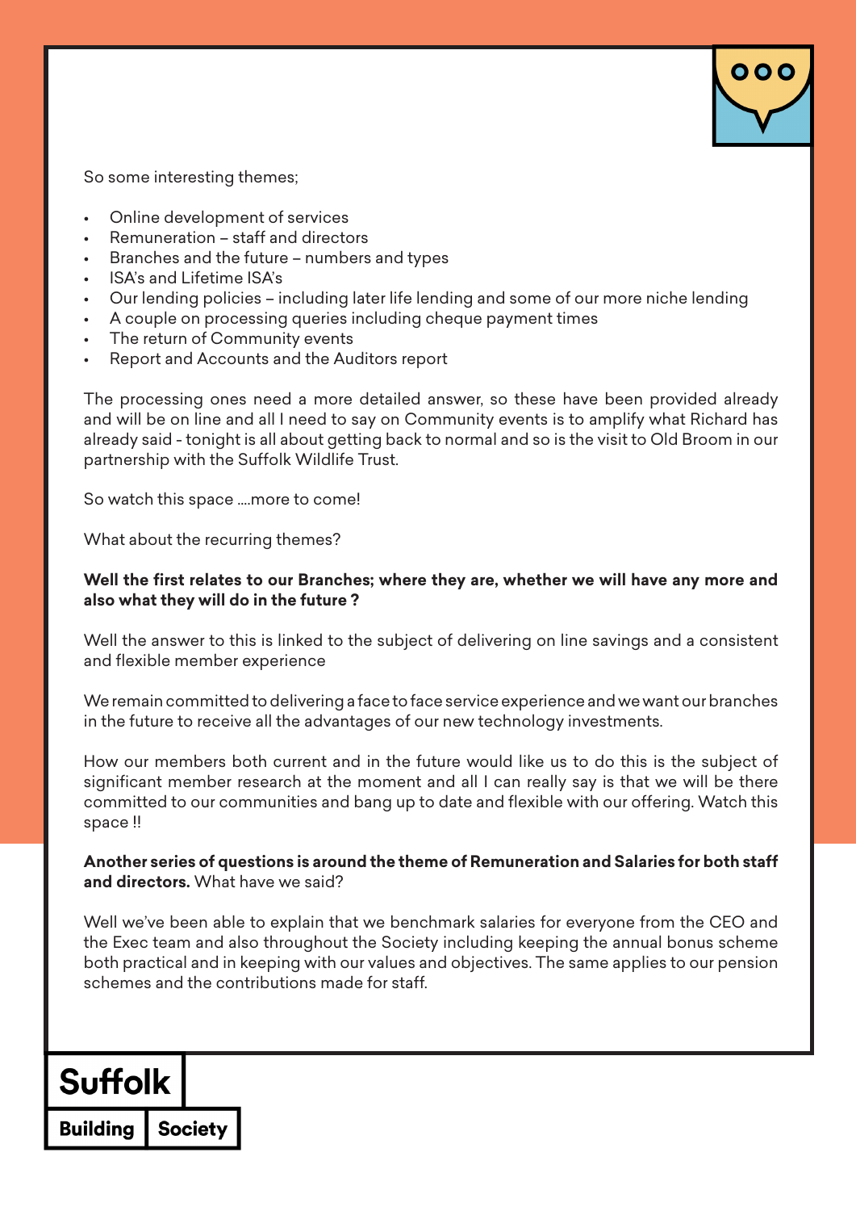So some interesting themes;

- Online development of services
- Remuneration – staff and directors
- Branches and the future – numbers and types
- ISA's and Lifetime ISA's
- Our lending policies – including later life lending and some of our more niche lending
- A couple on processing queries including cheque payment times
- The return of Community events
- Report and Accounts and the Auditors report

The processing ones need a more detailed answer, so these have been provided already and will be on line and all I need to say on Community events is to amplify what Richard has already said - tonight is all about getting back to normal and so is the visit to Old Broom in our partnership with the Suffolk Wildlife Trust.

So watch this space ....more to come!

What about the recurring themes?

**Well the first relates to our Branches; where they are, whether we will have any more and also what they will do in the future ?**

Well the answer to this is linked to the subject of delivering on line savings and a consistent and flexible member experience

We remain committed to delivering a face to face service experience and we want our branches in the future to receive all the advantages of our new technology investments.

How our members both current and in the future would like us to do this is the subject of significant member research at the moment and all I can really say is that we will be there committed to our communities and bang up to date and flexible with our offering. Watch this space !!

**Another series of questions is around the theme of Remuneration and Salaries for both staff and directors.** What have we said?

Well we've been able to explain that we benchmark salaries for everyone from the CEO and the Exec team and also throughout the Society including keeping the annual bonus scheme both practical and in keeping with our values and objectives. The same applies to our pension schemes and the contributions made for staff.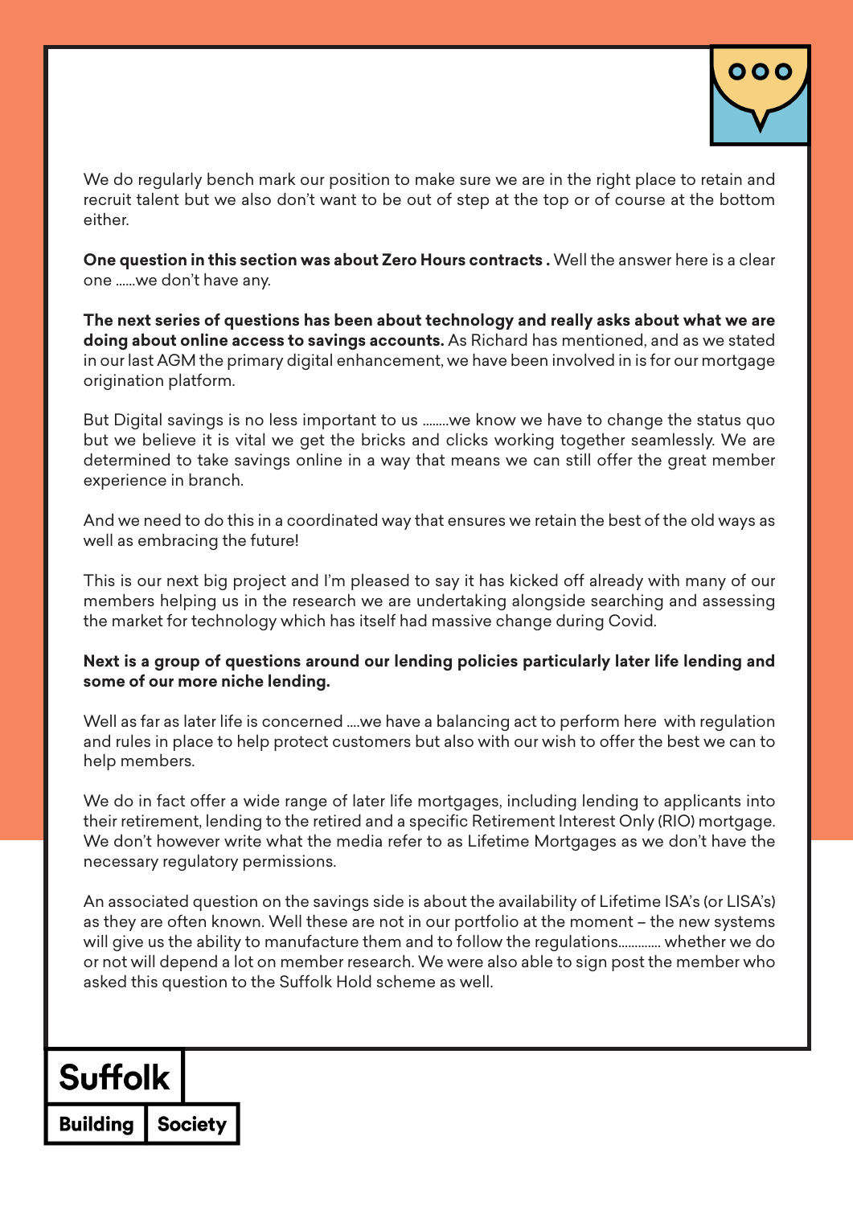We do regularly bench mark our position to make sure we are in the right place to retain and recruit talent but we also don't want to be out of step at the top or of course at the bottom either.

**One question in this section was about Zero Hours contracts .** Well the answer here is a clear one ......we don't have any.

**The next series of questions has been about technology and really asks about what we are doing about online access to savings accounts.** As Richard has mentioned, and as we stated in our last AGM the primary digital enhancement, we have been involved in is for our mortgage origination platform.

But Digital savings is no less important to us ........we know we have to change the status quo but we believe it is vital we get the bricks and clicks working together seamlessly. We are determined to take savings online in a way that means we can still offer the great member experience in branch.

And we need to do this in a coordinated way that ensures we retain the best of the old ways as well as embracing the future!

This is our next big project and I'm pleased to say it has kicked off already with many of our members helping us in the research we are undertaking alongside searching and assessing the market for technology which has itself had massive change during Covid.

**Next is a group of questions around our lending policies particularly later life lending and some of our more niche lending.**

Well as far as later life is concerned ....we have a balancing act to perform here with regulation and rules in place to help protect customers but also with our wish to offer the best we can to help members.

We do in fact offer a wide range of later life mortgages, including lending to applicants into their retirement, lending to the retired and a specific Retirement Interest Only (RIO) mortgage. We don't however write what the media refer to as Lifetime Mortgages as we don't have the necessary regulatory permissions.

An associated question on the savings side is about the availability of Lifetime ISA's (or LISA's) as they are often known. Well these are not in our portfolio at the moment – the new systems will give us the ability to manufacture them and to follow the regulations............ whether we do or not will depend a lot on member research. We were also able to sign post the member who asked this question to the Suffolk Hold scheme as well.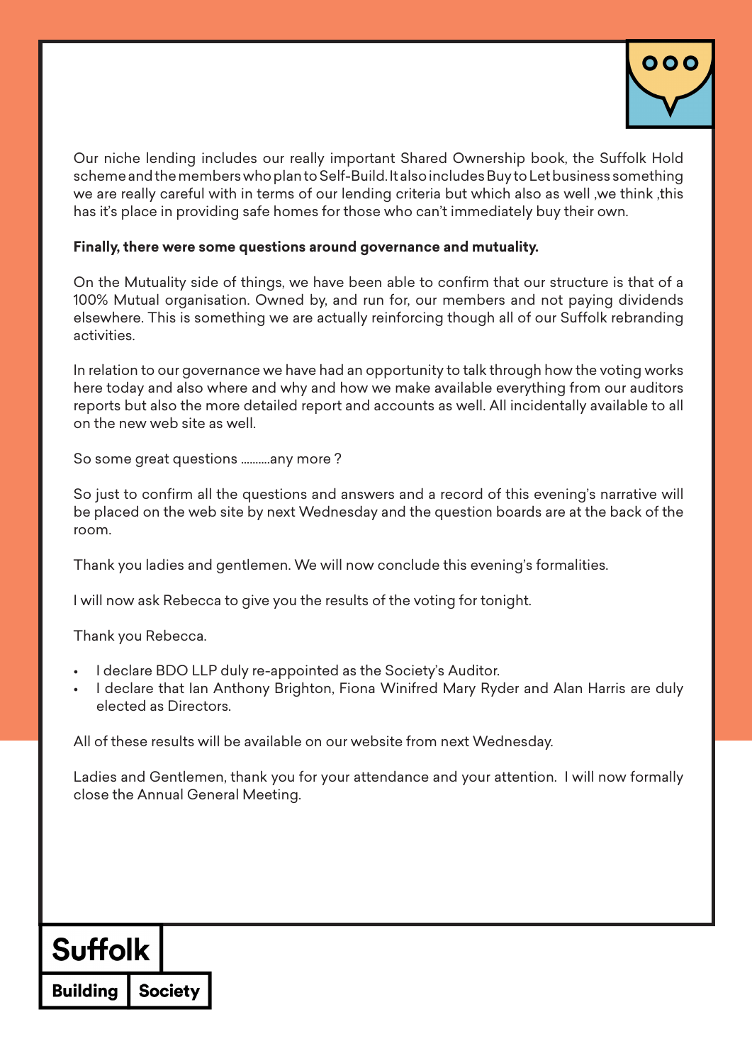Our niche lending includes our really important Shared Ownership book, the Suffolk Hold scheme and the members who plan to Self-Build. It also includes Buy to Let business something we are really careful with in terms of our lending criteria but which also as well ,we think ,this has it's place in providing safe homes for those who can't immediately buy their own.

**Finally, there were some questions around governance and mutuality.**

On the Mutuality side of things, we have been able to confirm that our structure is that of a 100% Mutual organisation. Owned by, and run for, our members and not paying dividends elsewhere. This is something we are actually reinforcing though all of our Suffolk rebranding activities.

In relation to our governance we have had an opportunity to talk through how the voting works here today and also where and why and how we make available everything from our auditors reports but also the more detailed report and accounts as well. All incidentally available to all on the new web site as well.

So some great questions ..........any more ?

So just to confirm all the questions and answers and a record of this evening's narrative will be placed on the web site by next Wednesday and the question boards are at the back of the room.

Thank you ladies and gentlemen. We will now conclude this evening's formalities.

I will now ask Rebecca to give you the results of the voting for tonight.

Thank you Rebecca.

- I declare BDO LLP duly re-appointed as the Society's Auditor.
- I declare that Ian Anthony Brighton, Fiona Winifred Mary Ryder and Alan Harris are duly elected as Directors.

All of these results will be available on our website from next Wednesday.

Ladies and Gentlemen, thank you for your attendance and your attention. I will now formally close the Annual General Meeting.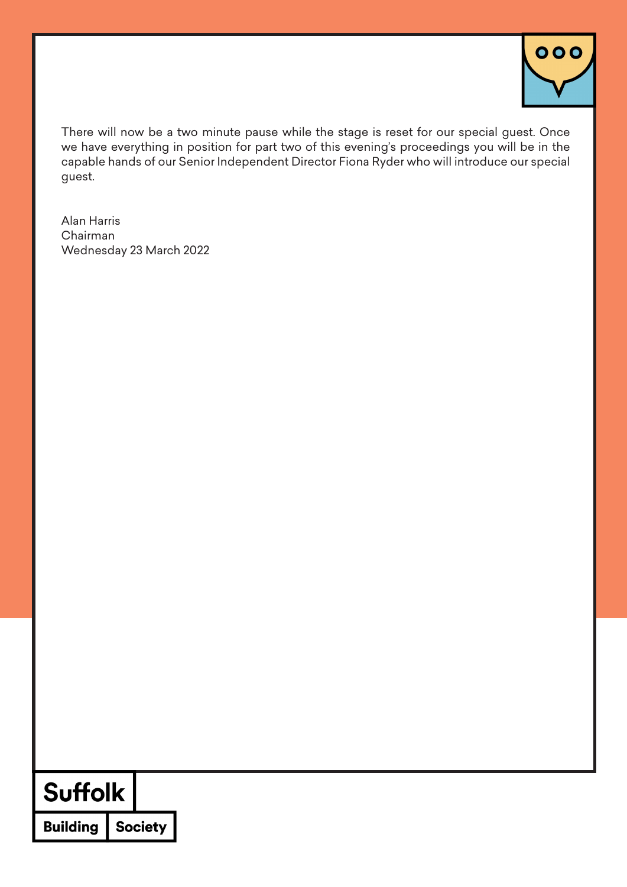There will now be a two minute pause while the stage is reset for our special guest. Once we have everything in position for part two of this evening's proceedings you will be in the capable hands of our Senior Independent Director Fiona Ryder who will introduce our special guest.

Alan Harris
Chairman
Wednesday 23 March 2022